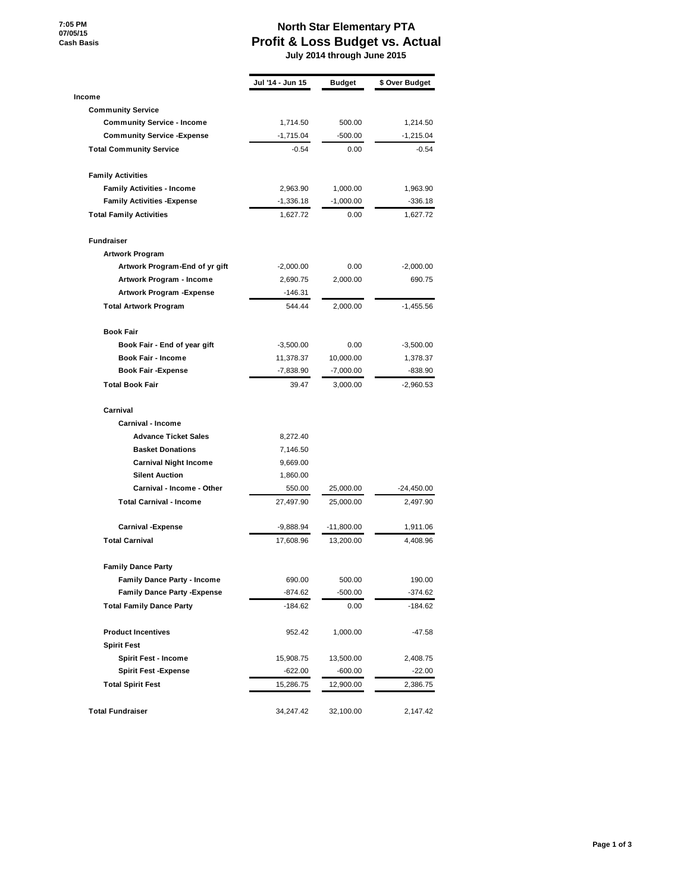7:05 PM
07/05/15
Cash Basis

# North Star Elementary PTA
## Profit & Loss Budget vs. Actual
### July 2014 through June 2015

| | Jul '14 - Jun 15 | Budget | $ Over Budget |
|---|---|---|---|
| **Income** | | | |
| **Community Service** | | | |
| **Community Service - Income** | 1,714.50 | 500.00 | 1,214.50 |
| **Community Service -Expense** | -1,715.04 | -500.00 | -1,215.04 |
| **Total Community Service** | -0.54 | 0.00 | -0.54 |
| **Family Activities** | | | |
| **Family Activities - Income** | 2,963.90 | 1,000.00 | 1,963.90 |
| **Family Activities -Expense** | -1,336.18 | -1,000.00 | -336.18 |
| **Total Family Activities** | 1,627.72 | 0.00 | 1,627.72 |
| **Fundraiser** | | | |
| **Artwork Program** | | | |
| **Artwork Program-End of yr gift** | -2,000.00 | 0.00 | -2,000.00 |
| **Artwork Program - Income** | 2,690.75 | 2,000.00 | 690.75 |
| **Artwork Program -Expense** | -146.31 | | |
| **Total Artwork Program** | 544.44 | 2,000.00 | -1,455.56 |
| **Book Fair** | | | |
| **Book Fair - End of year gift** | -3,500.00 | 0.00 | -3,500.00 |
| **Book Fair - Income** | 11,378.37 | 10,000.00 | 1,378.37 |
| **Book Fair -Expense** | -7,838.90 | -7,000.00 | -838.90 |
| **Total Book Fair** | 39.47 | 3,000.00 | -2,960.53 |
| **Carnival** | | | |
| **Carnival - Income** | | | |
| **Advance Ticket Sales** | 8,272.40 | | |
| **Basket Donations** | 7,146.50 | | |
| **Carnival Night Income** | 9,669.00 | | |
| **Silent Auction** | 1,860.00 | | |
| **Carnival - Income - Other** | 550.00 | 25,000.00 | -24,450.00 |
| **Total Carnival - Income** | 27,497.90 | 25,000.00 | 2,497.90 |
| **Carnival -Expense** | -9,888.94 | -11,800.00 | 1,911.06 |
| **Total Carnival** | 17,608.96 | 13,200.00 | 4,408.96 |
| **Family Dance Party** | | | |
| **Family Dance Party - Income** | 690.00 | 500.00 | 190.00 |
| **Family Dance Party -Expense** | -874.62 | -500.00 | -374.62 |
| **Total Family Dance Party** | -184.62 | 0.00 | -184.62 |
| **Product Incentives** | 952.42 | 1,000.00 | -47.58 |
| **Spirit Fest** | | | |
| **Spirit Fest - Income** | 15,908.75 | 13,500.00 | 2,408.75 |
| **Spirit Fest -Expense** | -622.00 | -600.00 | -22.00 |
| **Total Spirit Fest** | 15,286.75 | 12,900.00 | 2,386.75 |
| **Total Fundraiser** | 34,247.42 | 32,100.00 | 2,147.42 |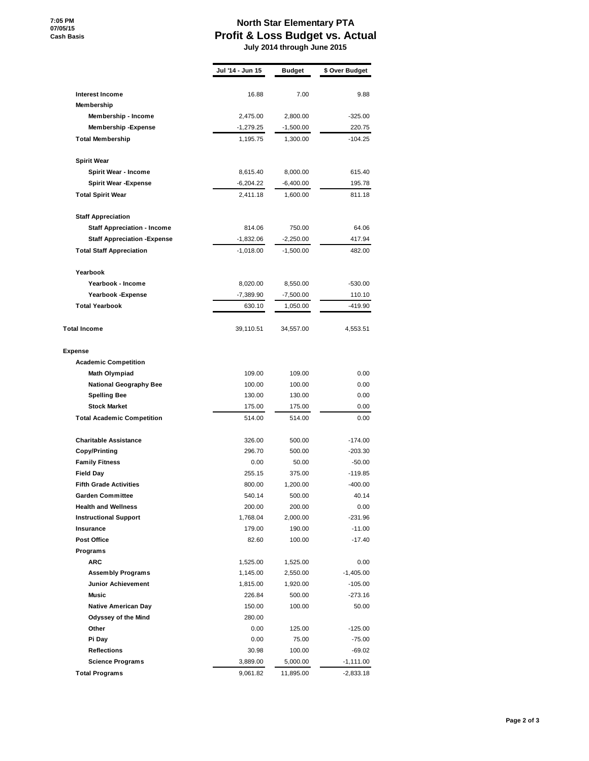# North Star Elementary PTA

## Profit & Loss Budget vs. Actual

**July 2014 through June 2015**

7:05 PM
07/05/15
Cash Basis

| | Jul '14 - Jun 15 | Budget | $ Over Budget |
|---|---|---|---|
| **Interest Income** | 16.88 | 7.00 | 9.88 |
| **Membership** | | | |
| **Membership - Income** | 2,475.00 | 2,800.00 | -325.00 |
| **Membership -Expense** | -1,279.25 | -1,500.00 | 220.75 |
| **Total Membership** | 1,195.75 | 1,300.00 | -104.25 |
| **Spirit Wear** | | | |
| **Spirit Wear - Income** | 8,615.40 | 8,000.00 | 615.40 |
| **Spirit Wear -Expense** | -6,204.22 | -6,400.00 | 195.78 |
| **Total Spirit Wear** | 2,411.18 | 1,600.00 | 811.18 |
| **Staff Appreciation** | | | |
| **Staff Appreciation - Income** | 814.06 | 750.00 | 64.06 |
| **Staff Appreciation -Expense** | -1,832.06 | -2,250.00 | 417.94 |
| **Total Staff Appreciation** | -1,018.00 | -1,500.00 | 482.00 |
| **Yearbook** | | | |
| **Yearbook - Income** | 8,020.00 | 8,550.00 | -530.00 |
| **Yearbook -Expense** | -7,389.90 | -7,500.00 | 110.10 |
| **Total Yearbook** | 630.10 | 1,050.00 | -419.90 |
| **Total Income** | 39,110.51 | 34,557.00 | 4,553.51 |
| **Expense** | | | |
| **Academic Competition** | | | |
| **Math Olympiad** | 109.00 | 109.00 | 0.00 |
| **National Geography Bee** | 100.00 | 100.00 | 0.00 |
| **Spelling Bee** | 130.00 | 130.00 | 0.00 |
| **Stock Market** | 175.00 | 175.00 | 0.00 |
| **Total Academic Competition** | 514.00 | 514.00 | 0.00 |
| **Charitable Assistance** | 326.00 | 500.00 | -174.00 |
| **Copy/Printing** | 296.70 | 500.00 | -203.30 |
| **Family Fitness** | 0.00 | 50.00 | -50.00 |
| **Field Day** | 255.15 | 375.00 | -119.85 |
| **Fifth Grade Activities** | 800.00 | 1,200.00 | -400.00 |
| **Garden Committee** | 540.14 | 500.00 | 40.14 |
| **Health and Wellness** | 200.00 | 200.00 | 0.00 |
| **Instructional Support** | 1,768.04 | 2,000.00 | -231.96 |
| **Insurance** | 179.00 | 190.00 | -11.00 |
| **Post Office** | 82.60 | 100.00 | -17.40 |
| **Programs** | | | |
| **ARC** | 1,525.00 | 1,525.00 | 0.00 |
| **Assembly Programs** | 1,145.00 | 2,550.00 | -1,405.00 |
| **Junior Achievement** | 1,815.00 | 1,920.00 | -105.00 |
| **Music** | 226.84 | 500.00 | -273.16 |
| **Native American Day** | 150.00 | 100.00 | 50.00 |
| **Odyssey of the Mind** | 280.00 | | |
| **Other** | 0.00 | 125.00 | -125.00 |
| **Pi Day** | 0.00 | 75.00 | -75.00 |
| **Reflections** | 30.98 | 100.00 | -69.02 |
| **Science Programs** | 3,889.00 | 5,000.00 | -1,111.00 |
| **Total Programs** | 9,061.82 | 11,895.00 | -2,833.18 |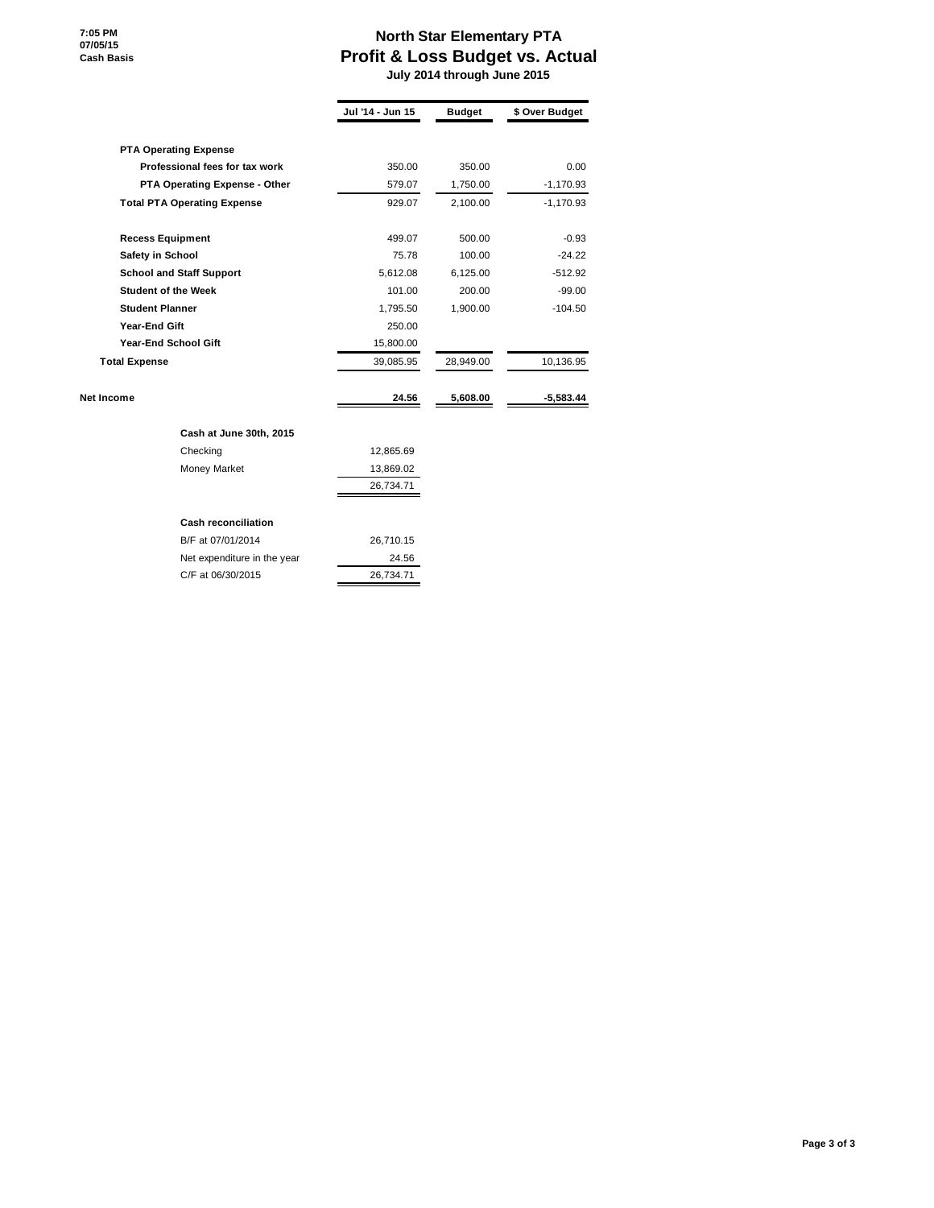# North Star Elementary PTA
## Profit & Loss Budget vs. Actual
### July 2014 through June 2015

| | Jul '14 - Jun 15 | Budget | $ Over Budget |
|---|---|---|---|
| **PTA Operating Expense** | | | |
| **Professional fees for tax work** | 350.00 | 350.00 | 0.00 |
| **PTA Operating Expense - Other** | 579.07 | 1,750.00 | -1,170.93 |
| **Total PTA Operating Expense** | 929.07 | 2,100.00 | -1,170.93 |
| **Recess Equipment** | 499.07 | 500.00 | -0.93 |
| **Safety in School** | 75.78 | 100.00 | -24.22 |
| **School and Staff Support** | 5,612.08 | 6,125.00 | -512.92 |
| **Student of the Week** | 101.00 | 200.00 | -99.00 |
| **Student Planner** | 1,795.50 | 1,900.00 | -104.50 |
| **Year-End Gift** | 250.00 | | |
| **Year-End School Gift** | 15,800.00 | | |
| **Total Expense** | 39,085.95 | 28,949.00 | 10,136.95 |
| **Net Income** | **24.56** | **5,608.00** | **-5,583.44** |

| **Cash at June 30th, 2015** | |
|---|---|
| Checking | 12,865.69 |
| Money Market | 13,869.02 |
| | 26,734.71 |

| **Cash reconciliation** | |
|---|---|
| B/F at 07/01/2014 | 26,710.15 |
| Net expenditure in the year | 24.56 |
| C/F at 06/30/2015 | 26,734.71 |